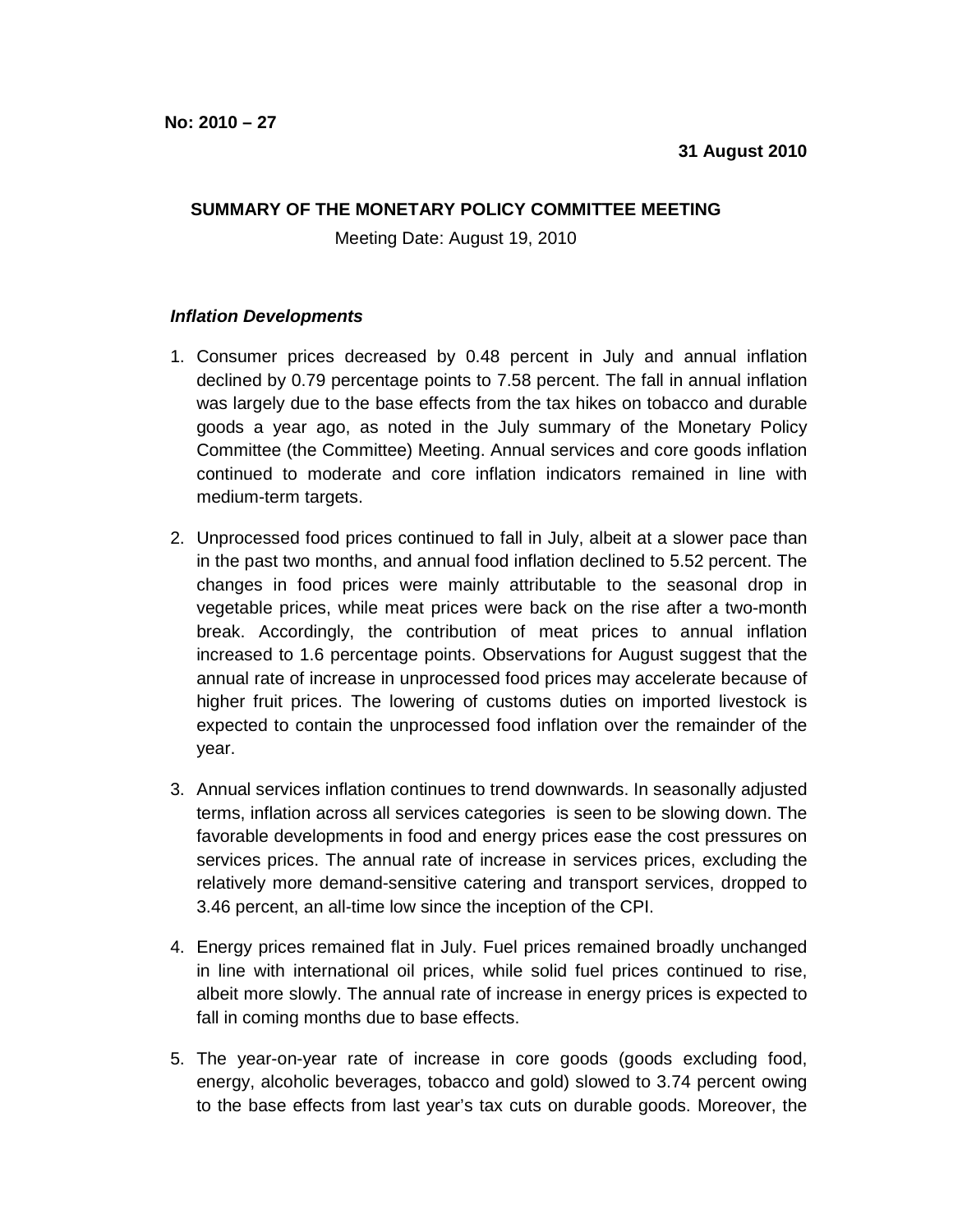**No: 2010 – 27**

**31 August 2010**

**SUMMARY OF THE MONETARY POLICY COMMITTEE MEETING**

Meeting Date: August 19, 2010

***Inflation Developments***

1. Consumer prices decreased by 0.48 percent in July and annual inflation declined by 0.79 percentage points to 7.58 percent. The fall in annual inflation was largely due to the base effects from the tax hikes on tobacco and durable goods a year ago, as noted in the July summary of the Monetary Policy Committee (the Committee) Meeting. Annual services and core goods inflation continued to moderate and core inflation indicators remained in line with medium-term targets.

2. Unprocessed food prices continued to fall in July, albeit at a slower pace than in the past two months, and annual food inflation declined to 5.52 percent. The changes in food prices were mainly attributable to the seasonal drop in vegetable prices, while meat prices were back on the rise after a two-month break. Accordingly, the contribution of meat prices to annual inflation increased to 1.6 percentage points. Observations for August suggest that the annual rate of increase in unprocessed food prices may accelerate because of higher fruit prices. The lowering of customs duties on imported livestock is expected to contain the unprocessed food inflation over the remainder of the year.

3. Annual services inflation continues to trend downwards. In seasonally adjusted terms, inflation across all services categories is seen to be slowing down. The favorable developments in food and energy prices ease the cost pressures on services prices. The annual rate of increase in services prices, excluding the relatively more demand-sensitive catering and transport services, dropped to 3.46 percent, an all-time low since the inception of the CPI.

4. Energy prices remained flat in July. Fuel prices remained broadly unchanged in line with international oil prices, while solid fuel prices continued to rise, albeit more slowly. The annual rate of increase in energy prices is expected to fall in coming months due to base effects.

5. The year-on-year rate of increase in core goods (goods excluding food, energy, alcoholic beverages, tobacco and gold) slowed to 3.74 percent owing to the base effects from last year's tax cuts on durable goods. Moreover, the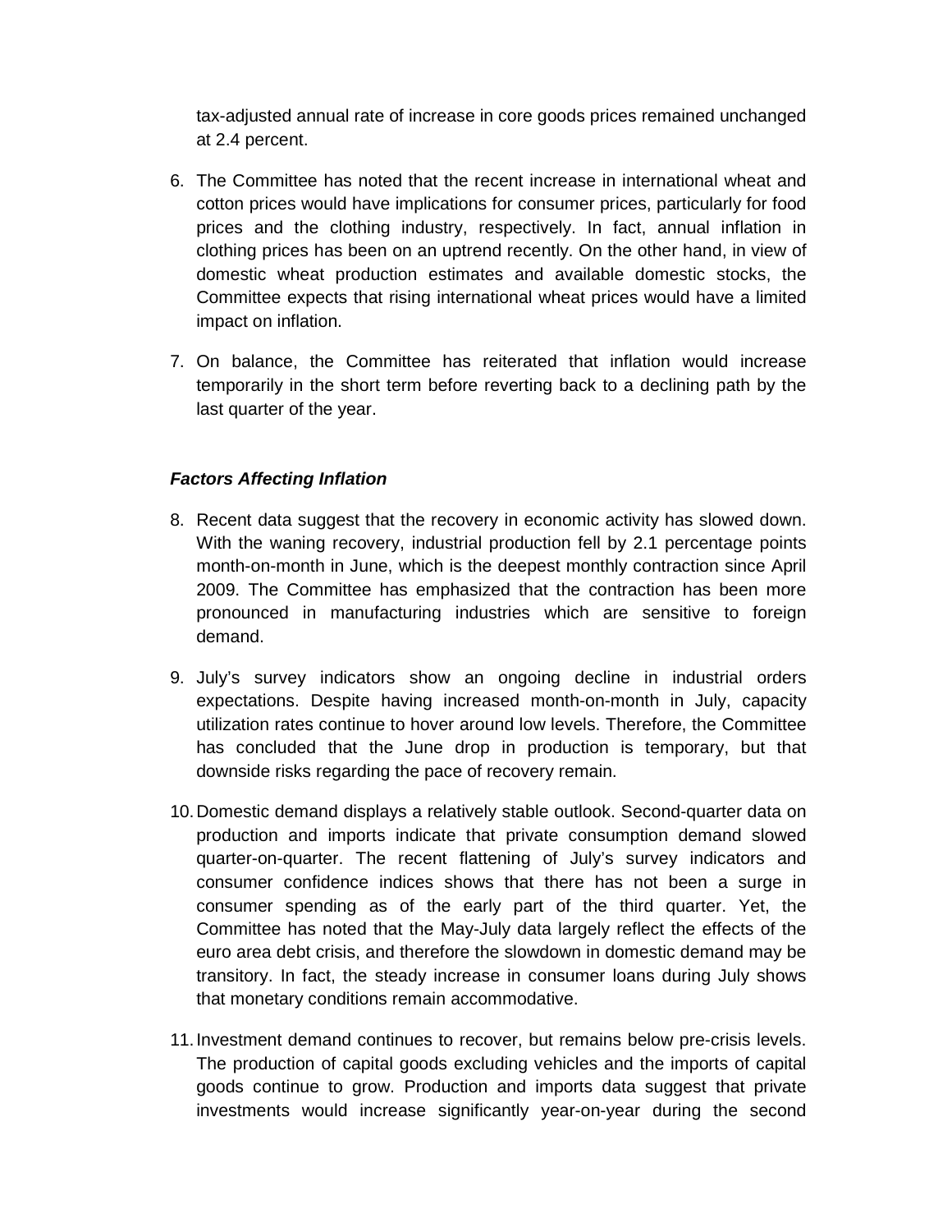tax-adjusted annual rate of increase in core goods prices remained unchanged at 2.4 percent.

6. The Committee has noted that the recent increase in international wheat and cotton prices would have implications for consumer prices, particularly for food prices and the clothing industry, respectively. In fact, annual inflation in clothing prices has been on an uptrend recently. On the other hand, in view of domestic wheat production estimates and available domestic stocks, the Committee expects that rising international wheat prices would have a limited impact on inflation.

7. On balance, the Committee has reiterated that inflation would increase temporarily in the short term before reverting back to a declining path by the last quarter of the year.

***Factors Affecting Inflation***

8. Recent data suggest that the recovery in economic activity has slowed down. With the waning recovery, industrial production fell by 2.1 percentage points month-on-month in June, which is the deepest monthly contraction since April 2009. The Committee has emphasized that the contraction has been more pronounced in manufacturing industries which are sensitive to foreign demand.

9. July's survey indicators show an ongoing decline in industrial orders expectations. Despite having increased month-on-month in July, capacity utilization rates continue to hover around low levels. Therefore, the Committee has concluded that the June drop in production is temporary, but that downside risks regarding the pace of recovery remain.

10. Domestic demand displays a relatively stable outlook. Second-quarter data on production and imports indicate that private consumption demand slowed quarter-on-quarter. The recent flattening of July's survey indicators and consumer confidence indices shows that there has not been a surge in consumer spending as of the early part of the third quarter. Yet, the Committee has noted that the May-July data largely reflect the effects of the euro area debt crisis, and therefore the slowdown in domestic demand may be transitory. In fact, the steady increase in consumer loans during July shows that monetary conditions remain accommodative.

11. Investment demand continues to recover, but remains below pre-crisis levels. The production of capital goods excluding vehicles and the imports of capital goods continue to grow. Production and imports data suggest that private investments would increase significantly year-on-year during the second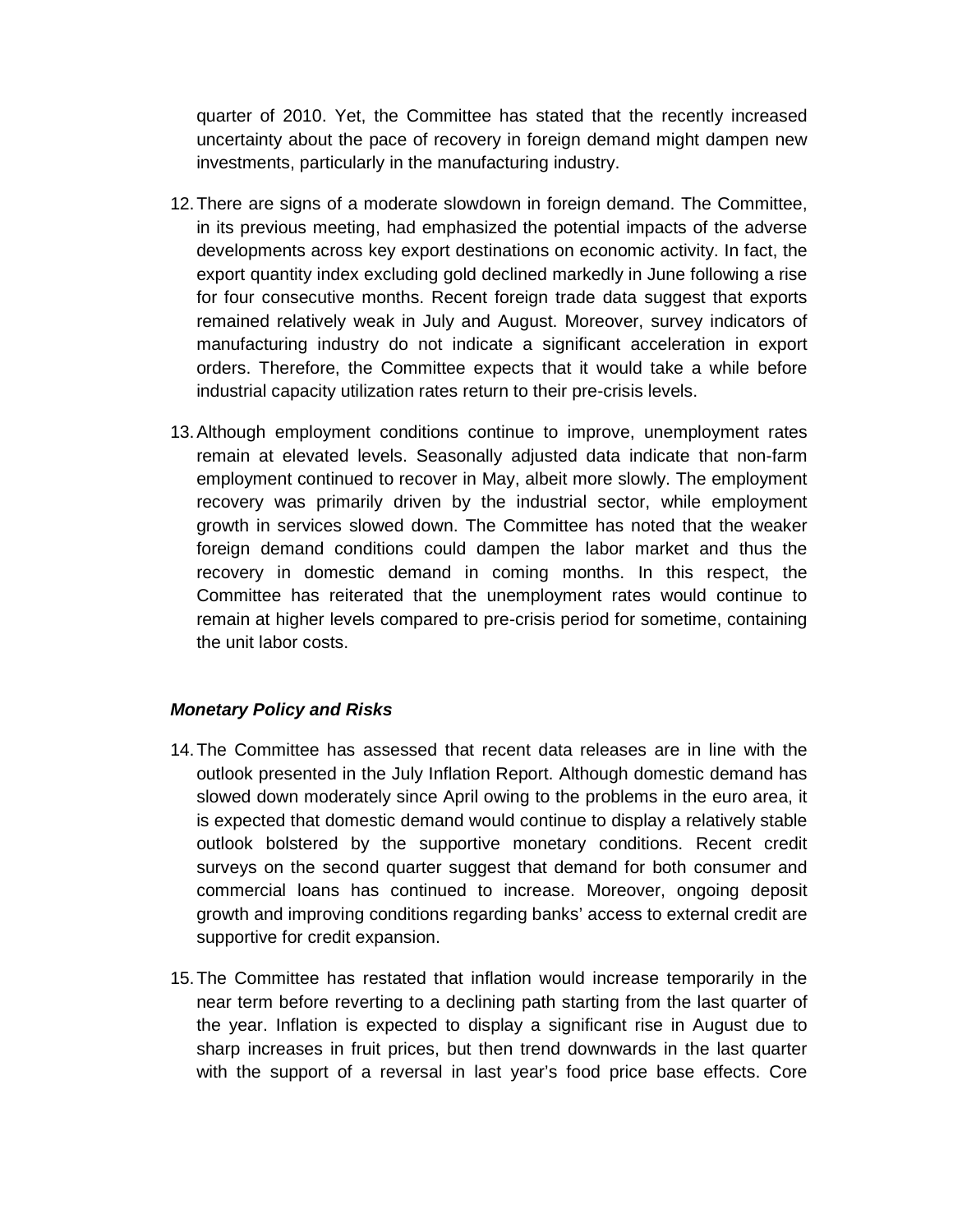quarter of 2010. Yet, the Committee has stated that the recently increased uncertainty about the pace of recovery in foreign demand might dampen new investments, particularly in the manufacturing industry.

12. There are signs of a moderate slowdown in foreign demand. The Committee, in its previous meeting, had emphasized the potential impacts of the adverse developments across key export destinations on economic activity. In fact, the export quantity index excluding gold declined markedly in June following a rise for four consecutive months. Recent foreign trade data suggest that exports remained relatively weak in July and August. Moreover, survey indicators of manufacturing industry do not indicate a significant acceleration in export orders. Therefore, the Committee expects that it would take a while before industrial capacity utilization rates return to their pre-crisis levels.

13. Although employment conditions continue to improve, unemployment rates remain at elevated levels. Seasonally adjusted data indicate that non-farm employment continued to recover in May, albeit more slowly. The employment recovery was primarily driven by the industrial sector, while employment growth in services slowed down. The Committee has noted that the weaker foreign demand conditions could dampen the labor market and thus the recovery in domestic demand in coming months. In this respect, the Committee has reiterated that the unemployment rates would continue to remain at higher levels compared to pre-crisis period for sometime, containing the unit labor costs.

### *Monetary Policy and Risks*

14. The Committee has assessed that recent data releases are in line with the outlook presented in the July Inflation Report. Although domestic demand has slowed down moderately since April owing to the problems in the euro area, it is expected that domestic demand would continue to display a relatively stable outlook bolstered by the supportive monetary conditions. Recent credit surveys on the second quarter suggest that demand for both consumer and commercial loans has continued to increase. Moreover, ongoing deposit growth and improving conditions regarding banks' access to external credit are supportive for credit expansion.

15. The Committee has restated that inflation would increase temporarily in the near term before reverting to a declining path starting from the last quarter of the year. Inflation is expected to display a significant rise in August due to sharp increases in fruit prices, but then trend downwards in the last quarter with the support of a reversal in last year's food price base effects. Core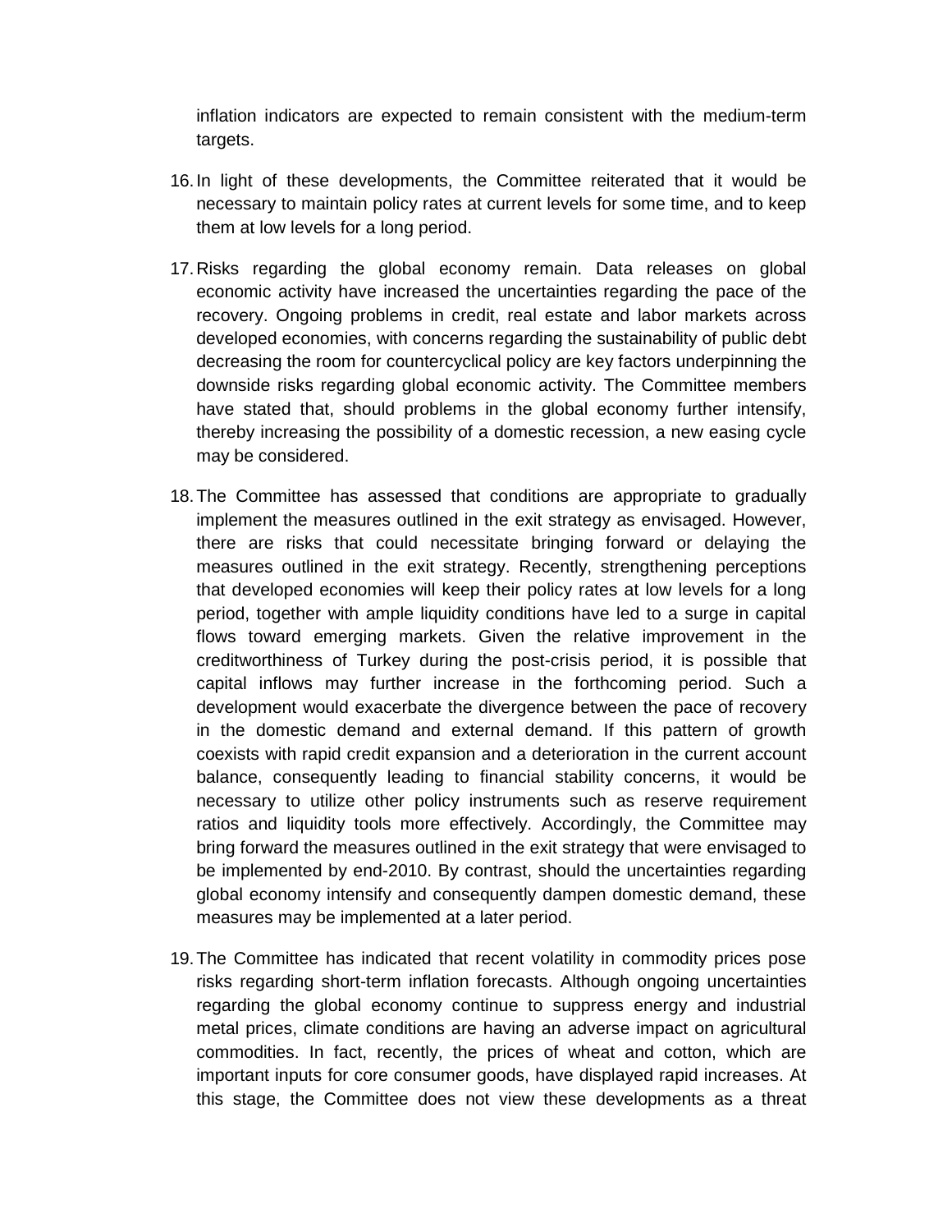inflation indicators are expected to remain consistent with the medium-term targets.

16. In light of these developments, the Committee reiterated that it would be necessary to maintain policy rates at current levels for some time, and to keep them at low levels for a long period.

17. Risks regarding the global economy remain. Data releases on global economic activity have increased the uncertainties regarding the pace of the recovery. Ongoing problems in credit, real estate and labor markets across developed economies, with concerns regarding the sustainability of public debt decreasing the room for countercyclical policy are key factors underpinning the downside risks regarding global economic activity. The Committee members have stated that, should problems in the global economy further intensify, thereby increasing the possibility of a domestic recession, a new easing cycle may be considered.

18. The Committee has assessed that conditions are appropriate to gradually implement the measures outlined in the exit strategy as envisaged. However, there are risks that could necessitate bringing forward or delaying the measures outlined in the exit strategy. Recently, strengthening perceptions that developed economies will keep their policy rates at low levels for a long period, together with ample liquidity conditions have led to a surge in capital flows toward emerging markets. Given the relative improvement in the creditworthiness of Turkey during the post-crisis period, it is possible that capital inflows may further increase in the forthcoming period. Such a development would exacerbate the divergence between the pace of recovery in the domestic demand and external demand. If this pattern of growth coexists with rapid credit expansion and a deterioration in the current account balance, consequently leading to financial stability concerns, it would be necessary to utilize other policy instruments such as reserve requirement ratios and liquidity tools more effectively. Accordingly, the Committee may bring forward the measures outlined in the exit strategy that were envisaged to be implemented by end-2010. By contrast, should the uncertainties regarding global economy intensify and consequently dampen domestic demand, these measures may be implemented at a later period.

19. The Committee has indicated that recent volatility in commodity prices pose risks regarding short-term inflation forecasts. Although ongoing uncertainties regarding the global economy continue to suppress energy and industrial metal prices, climate conditions are having an adverse impact on agricultural commodities. In fact, recently, the prices of wheat and cotton, which are important inputs for core consumer goods, have displayed rapid increases. At this stage, the Committee does not view these developments as a threat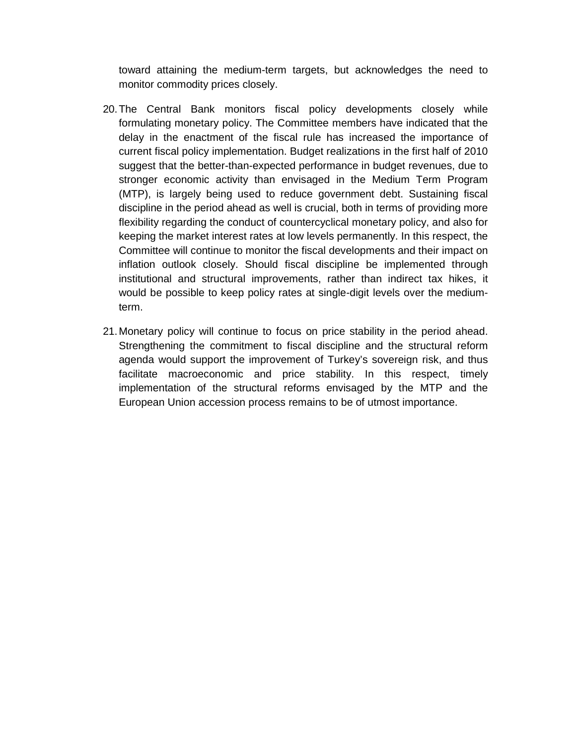toward attaining the medium-term targets, but acknowledges the need to monitor commodity prices closely.

20. The Central Bank monitors fiscal policy developments closely while formulating monetary policy. The Committee members have indicated that the delay in the enactment of the fiscal rule has increased the importance of current fiscal policy implementation. Budget realizations in the first half of 2010 suggest that the better-than-expected performance in budget revenues, due to stronger economic activity than envisaged in the Medium Term Program (MTP), is largely being used to reduce government debt. Sustaining fiscal discipline in the period ahead as well is crucial, both in terms of providing more flexibility regarding the conduct of countercyclical monetary policy, and also for keeping the market interest rates at low levels permanently. In this respect, the Committee will continue to monitor the fiscal developments and their impact on inflation outlook closely. Should fiscal discipline be implemented through institutional and structural improvements, rather than indirect tax hikes, it would be possible to keep policy rates at single-digit levels over the medium-term.

21. Monetary policy will continue to focus on price stability in the period ahead. Strengthening the commitment to fiscal discipline and the structural reform agenda would support the improvement of Turkey's sovereign risk, and thus facilitate macroeconomic and price stability. In this respect, timely implementation of the structural reforms envisaged by the MTP and the European Union accession process remains to be of utmost importance.